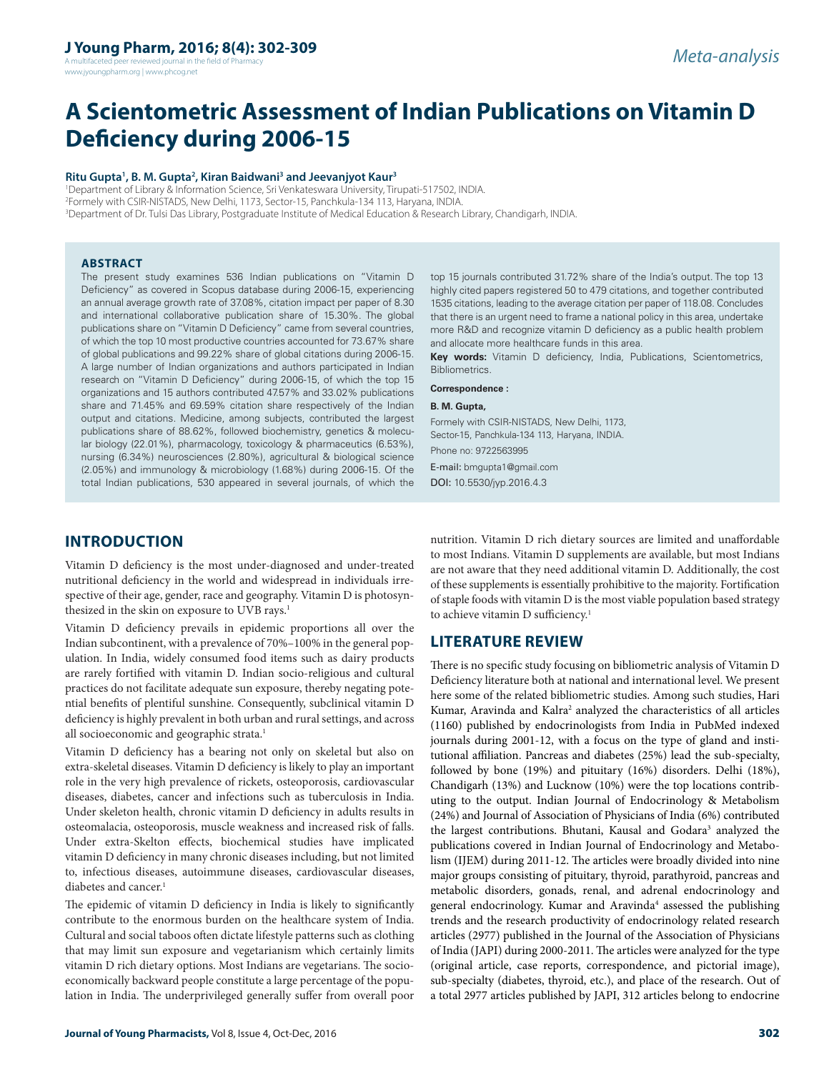# A Scientometric Assessment of Indian Publications on Vitamin D Deficiency during 2006-15

**Ritu Gupta[1], B. M. Gupta[2], Kiran Baidwani[3] and Jeevanjyot Kaur[3]**

[1]Department of Library & Information Science, Sri Venkateswara University, Tirupati-517502, INDIA.
[2]Formely with CSIR-NISTADS, New Delhi, 1173, Sector-15, Panchkula-134 113, Haryana, INDIA.
[3]Department of Dr. Tulsi Das Library, Postgraduate Institute of Medical Education & Research Library, Chandigarh, INDIA.

## ABSTRACT

The present study examines 536 Indian publications on "Vitamin D Deficiency" as covered in Scopus database during 2006-15, experiencing an annual average growth rate of 37.08%, citation impact per paper of 8.30 and international collaborative publication share of 15.30%. The global publications share on "Vitamin D Deficiency" came from several countries, of which the top 10 most productive countries accounted for 73.67% share of global publications and 99.22% share of global citations during 2006-15. A large number of Indian organizations and authors participated in Indian research on "Vitamin D Deficiency" during 2006-15, of which the top 15 organizations and 15 authors contributed 47.57% and 33.02% publications share and 71.45% and 69.59% citation share respectively of the Indian output and citations. Medicine, among subjects, contributed the largest publications share of 88.62%, followed biochemistry, genetics & molecular biology (22.01%), pharmacology, toxicology & pharmaceutics (6.53%), nursing (6.34%) neurosciences (2.80%), agricultural & biological science (2.05%) and immunology & microbiology (1.68%) during 2006-15. Of the total Indian publications, 530 appeared in several journals, of which the top 15 journals contributed 31.72% share of the India's output. The top 13 highly cited papers registered 50 to 479 citations, and together contributed 1535 citations, leading to the average citation per paper of 118.08. Concludes that there is an urgent need to frame a national policy in this area, undertake more R&D and recognize vitamin D deficiency as a public health problem and allocate more healthcare funds in this area.

**Key words:** Vitamin D deficiency, India, Publications, Scientometrics, Bibliometrics.

**Correspondence :**

**B. M. Gupta,**

Formely with CSIR-NISTADS, New Delhi, 1173, Sector-15, Panchkula-134 113, Haryana, INDIA.

Phone no: 9722563995

E-mail: bmgupta1@gmail.com

DOI: 10.5530/jyp.2016.4.3

## INTRODUCTION

Vitamin D deficiency is the most under-diagnosed and under-treated nutritional deficiency in the world and widespread in individuals irrespective of their age, gender, race and geography. Vitamin D is photosynthesized in the skin on exposure to UVB rays.[1]

Vitamin D deficiency prevails in epidemic proportions all over the Indian subcontinent, with a prevalence of 70%–100% in the general population. In India, widely consumed food items such as dairy products are rarely fortified with vitamin D. Indian socio-religious and cultural practices do not facilitate adequate sun exposure, thereby negating potential benefits of plentiful sunshine. Consequently, subclinical vitamin D deficiency is highly prevalent in both urban and rural settings, and across all socioeconomic and geographic strata.[1]

Vitamin D deficiency has a bearing not only on skeletal but also on extra-skeletal diseases. Vitamin D deficiency is likely to play an important role in the very high prevalence of rickets, osteoporosis, cardiovascular diseases, diabetes, cancer and infections such as tuberculosis in India. Under skeleton health, chronic vitamin D deficiency in adults results in osteomalacia, osteoporosis, muscle weakness and increased risk of falls. Under extra-Skelton effects, biochemical studies have implicated vitamin D deficiency in many chronic diseases including, but not limited to, infectious diseases, autoimmune diseases, cardiovascular diseases, diabetes and cancer.[1]

The epidemic of vitamin D deficiency in India is likely to significantly contribute to the enormous burden on the healthcare system of India. Cultural and social taboos often dictate lifestyle patterns such as clothing that may limit sun exposure and vegetarianism which certainly limits vitamin D rich dietary options. Most Indians are vegetarians. The socio-economically backward people constitute a large percentage of the population in India. The underprivileged generally suffer from overall poor nutrition. Vitamin D rich dietary sources are limited and unaffordable to most Indians. Vitamin D supplements are available, but most Indians are not aware that they need additional vitamin D. Additionally, the cost of these supplements is essentially prohibitive to the majority. Fortification of staple foods with vitamin D is the most viable population based strategy to achieve vitamin D sufficiency.[1]

## LITERATURE REVIEW

There is no specific study focusing on bibliometric analysis of Vitamin D Deficiency literature both at national and international level. We present here some of the related bibliometric studies. Among such studies, Hari Kumar, Aravinda and Kalra[2] analyzed the characteristics of all articles (1160) published by endocrinologists from India in PubMed indexed journals during 2001-12, with a focus on the type of gland and institutional affiliation. Pancreas and diabetes (25%) lead the sub-specialty, followed by bone (19%) and pituitary (16%) disorders. Delhi (18%), Chandigarh (13%) and Lucknow (10%) were the top locations contributing to the output. Indian Journal of Endocrinology & Metabolism (24%) and Journal of Association of Physicians of India (6%) contributed the largest contributions. Bhutani, Kausal and Godara[3] analyzed the publications covered in Indian Journal of Endocrinology and Metabolism (IJEM) during 2011-12. The articles were broadly divided into nine major groups consisting of pituitary, thyroid, parathyroid, pancreas and metabolic disorders, gonads, renal, and adrenal endocrinology and general endocrinology. Kumar and Aravinda[4] assessed the publishing trends and the research productivity of endocrinology related research articles (2977) published in the Journal of the Association of Physicians of India (JAPI) during 2000-2011. The articles were analyzed for the type (original article, case reports, correspondence, and pictorial image), sub-specialty (diabetes, thyroid, etc.), and place of the research. Out of a total 2977 articles published by JAPI, 312 articles belong to endocrine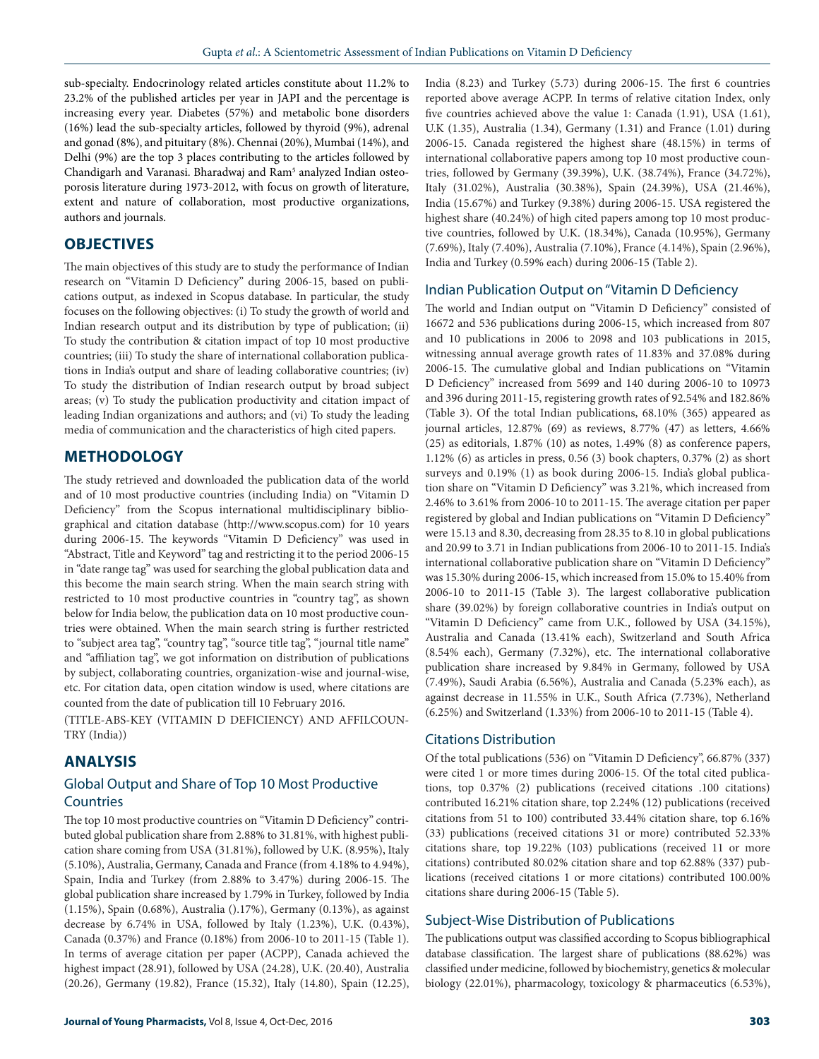sub-specialty. Endocrinology related articles constitute about 11.2% to 23.2% of the published articles per year in JAPI and the percentage is increasing every year. Diabetes (57%) and metabolic bone disorders (16%) lead the sub-specialty articles, followed by thyroid (9%), adrenal and gonad (8%), and pituitary (8%). Chennai (20%), Mumbai (14%), and Delhi (9%) are the top 3 places contributing to the articles followed by Chandigarh and Varanasi. Bharadwaj and Ram[5] analyzed Indian osteoporosis literature during 1973-2012, with focus on growth of literature, extent and nature of collaboration, most productive organizations, authors and journals.

## OBJECTIVES

The main objectives of this study are to study the performance of Indian research on "Vitamin D Deficiency" during 2006-15, based on publications output, as indexed in Scopus database. In particular, the study focuses on the following objectives: (i) To study the growth of world and Indian research output and its distribution by type of publication; (ii) To study the contribution & citation impact of top 10 most productive countries; (iii) To study the share of international collaboration publications in India's output and share of leading collaborative countries; (iv) To study the distribution of Indian research output by broad subject areas; (v) To study the publication productivity and citation impact of leading Indian organizations and authors; and (vi) To study the leading media of communication and the characteristics of high cited papers.

## METHODOLOGY

The study retrieved and downloaded the publication data of the world and of 10 most productive countries (including India) on "Vitamin D Deficiency" from the Scopus international multidisciplinary bibliographical and citation database (http://www.scopus.com) for 10 years during 2006-15. The keywords "Vitamin D Deficiency" was used in "Abstract, Title and Keyword" tag and restricting it to the period 2006-15 in "date range tag" was used for searching the global publication data and this become the main search string. When the main search string with restricted to 10 most productive countries in "country tag", as shown below for India below, the publication data on 10 most productive countries were obtained. When the main search string is further restricted to "subject area tag", "country tag", "source title tag", "journal title name" and "affiliation tag", we got information on distribution of publications by subject, collaborating countries, organization-wise and journal-wise, etc. For citation data, open citation window is used, where citations are counted from the date of publication till 10 February 2016.

(TITLE-ABS-KEY (VITAMIN D DEFICIENCY) AND AFFILCOUNTRY (India))

## ANALYSIS

### Global Output and Share of Top 10 Most Productive Countries

The top 10 most productive countries on "Vitamin D Deficiency" contributed global publication share from 2.88% to 31.81%, with highest publication share coming from USA (31.81%), followed by U.K. (8.95%), Italy (5.10%), Australia, Germany, Canada and France (from 4.18% to 4.94%), Spain, India and Turkey (from 2.88% to 3.47%) during 2006-15. The global publication share increased by 1.79% in Turkey, followed by India (1.15%), Spain (0.68%), Australia ().17%), Germany (0.13%), as against decrease by 6.74% in USA, followed by Italy (1.23%), U.K. (0.43%), Canada (0.37%) and France (0.18%) from 2006-10 to 2011-15 (Table 1). In terms of average citation per paper (ACPP), Canada achieved the highest impact (28.91), followed by USA (24.28), U.K. (20.40), Australia (20.26), Germany (19.82), France (15.32), Italy (14.80), Spain (12.25), India (8.23) and Turkey (5.73) during 2006-15. The first 6 countries reported above average ACPP. In terms of relative citation Index, only five countries achieved above the value 1: Canada (1.91), USA (1.61), U.K (1.35), Australia (1.34), Germany (1.31) and France (1.01) during 2006-15. Canada registered the highest share (48.15%) in terms of international collaborative papers among top 10 most productive countries, followed by Germany (39.39%), U.K. (38.74%), France (34.72%), Italy (31.02%), Australia (30.38%), Spain (24.39%), USA (21.46%), India (15.67%) and Turkey (9.38%) during 2006-15. USA registered the highest share (40.24%) of high cited papers among top 10 most productive countries, followed by U.K. (18.34%), Canada (10.95%), Germany (7.69%), Italy (7.40%), Australia (7.10%), France (4.14%), Spain (2.96%), India and Turkey (0.59% each) during 2006-15 (Table 2).

### Indian Publication Output on "Vitamin D Deficiency

The world and Indian output on "Vitamin D Deficiency" consisted of 16672 and 536 publications during 2006-15, which increased from 807 and 10 publications in 2006 to 2098 and 103 publications in 2015, witnessing annual average growth rates of 11.83% and 37.08% during 2006-15. The cumulative global and Indian publications on "Vitamin D Deficiency" increased from 5699 and 140 during 2006-10 to 10973 and 396 during 2011-15, registering growth rates of 92.54% and 182.86% (Table 3). Of the total Indian publications, 68.10% (365) appeared as journal articles, 12.87% (69) as reviews, 8.77% (47) as letters, 4.66% (25) as editorials, 1.87% (10) as notes, 1.49% (8) as conference papers, 1.12% (6) as articles in press, 0.56 (3) book chapters, 0.37% (2) as short surveys and 0.19% (1) as book during 2006-15. India's global publication share on "Vitamin D Deficiency" was 3.21%, which increased from 2.46% to 3.61% from 2006-10 to 2011-15. The average citation per paper registered by global and Indian publications on "Vitamin D Deficiency" were 15.13 and 8.30, decreasing from 28.35 to 8.10 in global publications and 20.99 to 3.71 in Indian publications from 2006-10 to 2011-15. India's international collaborative publication share on "Vitamin D Deficiency" was 15.30% during 2006-15, which increased from 15.0% to 15.40% from 2006-10 to 2011-15 (Table 3). The largest collaborative publication share (39.02%) by foreign collaborative countries in India's output on "Vitamin D Deficiency" came from U.K., followed by USA (34.15%), Australia and Canada (13.41% each), Switzerland and South Africa (8.54% each), Germany (7.32%), etc. The international collaborative publication share increased by 9.84% in Germany, followed by USA (7.49%), Saudi Arabia (6.56%), Australia and Canada (5.23% each), as against decrease in 11.55% in U.K., South Africa (7.73%), Netherland (6.25%) and Switzerland (1.33%) from 2006-10 to 2011-15 (Table 4).

### Citations Distribution

Of the total publications (536) on "Vitamin D Deficiency", 66.87% (337) were cited 1 or more times during 2006-15. Of the total cited publications, top 0.37% (2) publications (received citations .100 citations) contributed 16.21% citation share, top 2.24% (12) publications (received citations from 51 to 100) contributed 33.44% citation share, top 6.16% (33) publications (received citations 31 or more) contributed 52.33% citations share, top 19.22% (103) publications (received 11 or more citations) contributed 80.02% citation share and top 62.88% (337) publications (received citations 1 or more citations) contributed 100.00% citations share during 2006-15 (Table 5).

### Subject-Wise Distribution of Publications

The publications output was classified according to Scopus bibliographical database classification. The largest share of publications (88.62%) was classified under medicine, followed by biochemistry, genetics & molecular biology (22.01%), pharmacology, toxicology & pharmaceutics (6.53%),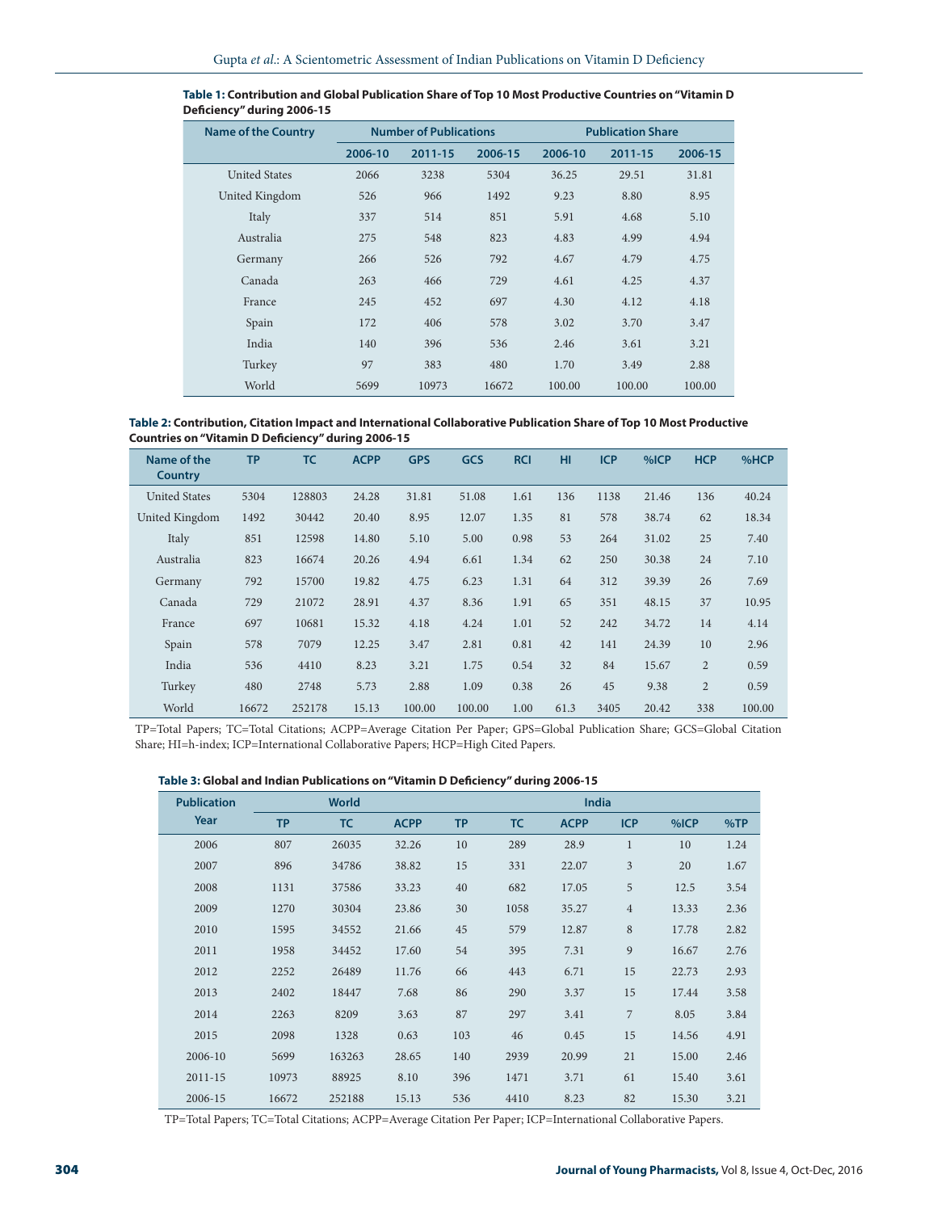**Table 1: Contribution and Global Publication Share of Top 10 Most Productive Countries on "Vitamin D Deficiency" during 2006-15**

| Name of the Country | Number of Publications | | | Publication Share | | |
|---|---|---|---|---|---|---|
| | 2006-10 | 2011-15 | 2006-15 | 2006-10 | 2011-15 | 2006-15 |
| United States | 2066 | 3238 | 5304 | 36.25 | 29.51 | 31.81 |
| United Kingdom | 526 | 966 | 1492 | 9.23 | 8.80 | 8.95 |
| Italy | 337 | 514 | 851 | 5.91 | 4.68 | 5.10 |
| Australia | 275 | 548 | 823 | 4.83 | 4.99 | 4.94 |
| Germany | 266 | 526 | 792 | 4.67 | 4.79 | 4.75 |
| Canada | 263 | 466 | 729 | 4.61 | 4.25 | 4.37 |
| France | 245 | 452 | 697 | 4.30 | 4.12 | 4.18 |
| Spain | 172 | 406 | 578 | 3.02 | 3.70 | 3.47 |
| India | 140 | 396 | 536 | 2.46 | 3.61 | 3.21 |
| Turkey | 97 | 383 | 480 | 1.70 | 3.49 | 2.88 |
| World | 5699 | 10973 | 16672 | 100.00 | 100.00 | 100.00 |

**Table 2: Contribution, Citation Impact and International Collaborative Publication Share of Top 10 Most Productive Countries on "Vitamin D Deficiency" during 2006-15**

| Name of the Country | TP | TC | ACPP | GPS | GCS | RCI | HI | ICP | %ICP | HCP | %HCP |
|---|---|---|---|---|---|---|---|---|---|---|---|
| United States | 5304 | 128803 | 24.28 | 31.81 | 51.08 | 1.61 | 136 | 1138 | 21.46 | 136 | 40.24 |
| United Kingdom | 1492 | 30442 | 20.40 | 8.95 | 12.07 | 1.35 | 81 | 578 | 38.74 | 62 | 18.34 |
| Italy | 851 | 12598 | 14.80 | 5.10 | 5.00 | 0.98 | 53 | 264 | 31.02 | 25 | 7.40 |
| Australia | 823 | 16674 | 20.26 | 4.94 | 6.61 | 1.34 | 62 | 250 | 30.38 | 24 | 7.10 |
| Germany | 792 | 15700 | 19.82 | 4.75 | 6.23 | 1.31 | 64 | 312 | 39.39 | 26 | 7.69 |
| Canada | 729 | 21072 | 28.91 | 4.37 | 8.36 | 1.91 | 65 | 351 | 48.15 | 37 | 10.95 |
| France | 697 | 10681 | 15.32 | 4.18 | 4.24 | 1.01 | 52 | 242 | 34.72 | 14 | 4.14 |
| Spain | 578 | 7079 | 12.25 | 3.47 | 2.81 | 0.81 | 42 | 141 | 24.39 | 10 | 2.96 |
| India | 536 | 4410 | 8.23 | 3.21 | 1.75 | 0.54 | 32 | 84 | 15.67 | 2 | 0.59 |
| Turkey | 480 | 2748 | 5.73 | 2.88 | 1.09 | 0.38 | 26 | 45 | 9.38 | 2 | 0.59 |
| World | 16672 | 252178 | 15.13 | 100.00 | 100.00 | 1.00 | 61.3 | 3405 | 20.42 | 338 | 100.00 |

TP=Total Papers; TC=Total Citations; ACPP=Average Citation Per Paper; GPS=Global Publication Share; GCS=Global Citation Share; HI=h-index; ICP=International Collaborative Papers; HCP=High Cited Papers.

**Table 3: Global and Indian Publications on "Vitamin D Deficiency" during 2006-15**

| Publication Year | World | | | India | | | | | |
|---|---|---|---|---|---|---|---|---|---|
| | TP | TC | ACPP | TP | TC | ACPP | ICP | %ICP | %TP |
| 2006 | 807 | 26035 | 32.26 | 10 | 289 | 28.9 | 1 | 10 | 1.24 |
| 2007 | 896 | 34786 | 38.82 | 15 | 331 | 22.07 | 3 | 20 | 1.67 |
| 2008 | 1131 | 37586 | 33.23 | 40 | 682 | 17.05 | 5 | 12.5 | 3.54 |
| 2009 | 1270 | 30304 | 23.86 | 30 | 1058 | 35.27 | 4 | 13.33 | 2.36 |
| 2010 | 1595 | 34552 | 21.66 | 45 | 579 | 12.87 | 8 | 17.78 | 2.82 |
| 2011 | 1958 | 34452 | 17.60 | 54 | 395 | 7.31 | 9 | 16.67 | 2.76 |
| 2012 | 2252 | 26489 | 11.76 | 66 | 443 | 6.71 | 15 | 22.73 | 2.93 |
| 2013 | 2402 | 18447 | 7.68 | 86 | 290 | 3.37 | 15 | 17.44 | 3.58 |
| 2014 | 2263 | 8209 | 3.63 | 87 | 297 | 3.41 | 7 | 8.05 | 3.84 |
| 2015 | 2098 | 1328 | 0.63 | 103 | 46 | 0.45 | 15 | 14.56 | 4.91 |
| 2006-10 | 5699 | 163263 | 28.65 | 140 | 2939 | 20.99 | 21 | 15.00 | 2.46 |
| 2011-15 | 10973 | 88925 | 8.10 | 396 | 1471 | 3.71 | 61 | 15.40 | 3.61 |
| 2006-15 | 16672 | 252188 | 15.13 | 536 | 4410 | 8.23 | 82 | 15.30 | 3.21 |

TP=Total Papers; TC=Total Citations; ACPP=Average Citation Per Paper; ICP=International Collaborative Papers.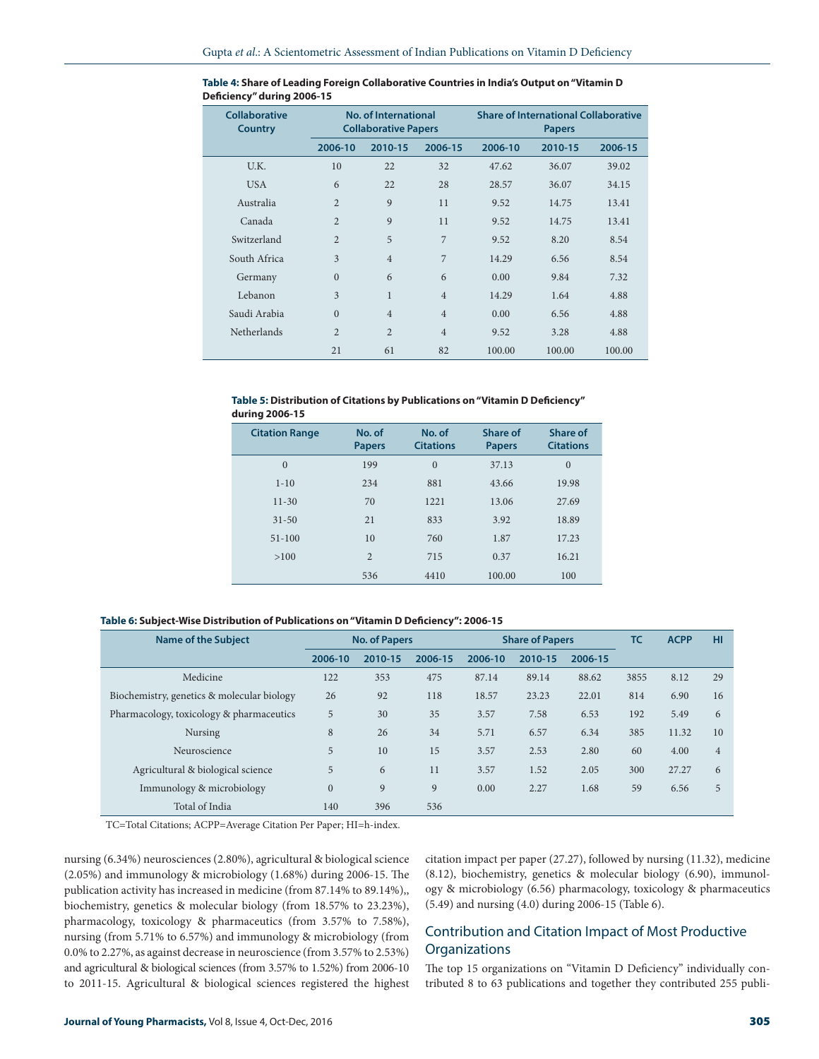**Table 4:** Share of Leading Foreign Collaborative Countries in India's Output on "Vitamin D Deficiency" during 2006-15

| Collaborative Country | No. of International Collaborative Papers | | | Share of International Collaborative Papers | | |
|---|---|---|---|---|---|---|
| | 2006-10 | 2010-15 | 2006-15 | 2006-10 | 2010-15 | 2006-15 |
| U.K. | 10 | 22 | 32 | 47.62 | 36.07 | 39.02 |
| USA | 6 | 22 | 28 | 28.57 | 36.07 | 34.15 |
| Australia | 2 | 9 | 11 | 9.52 | 14.75 | 13.41 |
| Canada | 2 | 9 | 11 | 9.52 | 14.75 | 13.41 |
| Switzerland | 2 | 5 | 7 | 9.52 | 8.20 | 8.54 |
| South Africa | 3 | 4 | 7 | 14.29 | 6.56 | 8.54 |
| Germany | 0 | 6 | 6 | 0.00 | 9.84 | 7.32 |
| Lebanon | 3 | 1 | 4 | 14.29 | 1.64 | 4.88 |
| Saudi Arabia | 0 | 4 | 4 | 0.00 | 6.56 | 4.88 |
| Netherlands | 2 | 2 | 4 | 9.52 | 3.28 | 4.88 |
| | 21 | 61 | 82 | 100.00 | 100.00 | 100.00 |

**Table 5:** Distribution of Citations by Publications on "Vitamin D Deficiency" during 2006-15

| Citation Range | No. of Papers | No. of Citations | Share of Papers | Share of Citations |
|---|---|---|---|---|
| 0 | 199 | 0 | 37.13 | 0 |
| 1-10 | 234 | 881 | 43.66 | 19.98 |
| 11-30 | 70 | 1221 | 13.06 | 27.69 |
| 31-50 | 21 | 833 | 3.92 | 18.89 |
| 51-100 | 10 | 760 | 1.87 | 17.23 |
| >100 | 2 | 715 | 0.37 | 16.21 |
| | 536 | 4410 | 100.00 | 100 |

**Table 6:** Subject-Wise Distribution of Publications on "Vitamin D Deficiency": 2006-15

| Name of the Subject | No. of Papers | | | Share of Papers | | | TC | ACPP | HI |
|---|---|---|---|---|---|---|---|---|---|
| | 2006-10 | 2010-15 | 2006-15 | 2006-10 | 2010-15 | 2006-15 | | | |
| Medicine | 122 | 353 | 475 | 87.14 | 89.14 | 88.62 | 3855 | 8.12 | 29 |
| Biochemistry, genetics & molecular biology | 26 | 92 | 118 | 18.57 | 23.23 | 22.01 | 814 | 6.90 | 16 |
| Pharmacology, toxicology & pharmaceutics | 5 | 30 | 35 | 3.57 | 7.58 | 6.53 | 192 | 5.49 | 6 |
| Nursing | 8 | 26 | 34 | 5.71 | 6.57 | 6.34 | 385 | 11.32 | 10 |
| Neuroscience | 5 | 10 | 15 | 3.57 | 2.53 | 2.80 | 60 | 4.00 | 4 |
| Agricultural & biological science | 5 | 6 | 11 | 3.57 | 1.52 | 2.05 | 300 | 27.27 | 6 |
| Immunology & microbiology | 0 | 9 | 9 | 0.00 | 2.27 | 1.68 | 59 | 6.56 | 5 |
| Total of India | 140 | 396 | 536 | | | | | | |

TC=Total Citations; ACPP=Average Citation Per Paper; HI=h-index.

nursing (6.34%) neurosciences (2.80%), agricultural & biological science (2.05%) and immunology & microbiology (1.68%) during 2006-15. The publication activity has increased in medicine (from 87.14% to 89.14%),, biochemistry, genetics & molecular biology (from 18.57% to 23.23%), pharmacology, toxicology & pharmaceutics (from 3.57% to 7.58%), nursing (from 5.71% to 6.57%) and immunology & microbiology (from 0.0% to 2.27%, as against decrease in neuroscience (from 3.57% to 2.53%) and agricultural & biological sciences (from 3.57% to 1.52%) from 2006-10 to 2011-15. Agricultural & biological sciences registered the highest citation impact per paper (27.27), followed by nursing (11.32), medicine (8.12), biochemistry, genetics & molecular biology (6.90), immunology & microbiology (6.56) pharmacology, toxicology & pharmaceutics (5.49) and nursing (4.0) during 2006-15 (Table 6).

## Contribution and Citation Impact of Most Productive Organizations

The top 15 organizations on "Vitamin D Deficiency" individually contributed 8 to 63 publications and together they contributed 255 publi-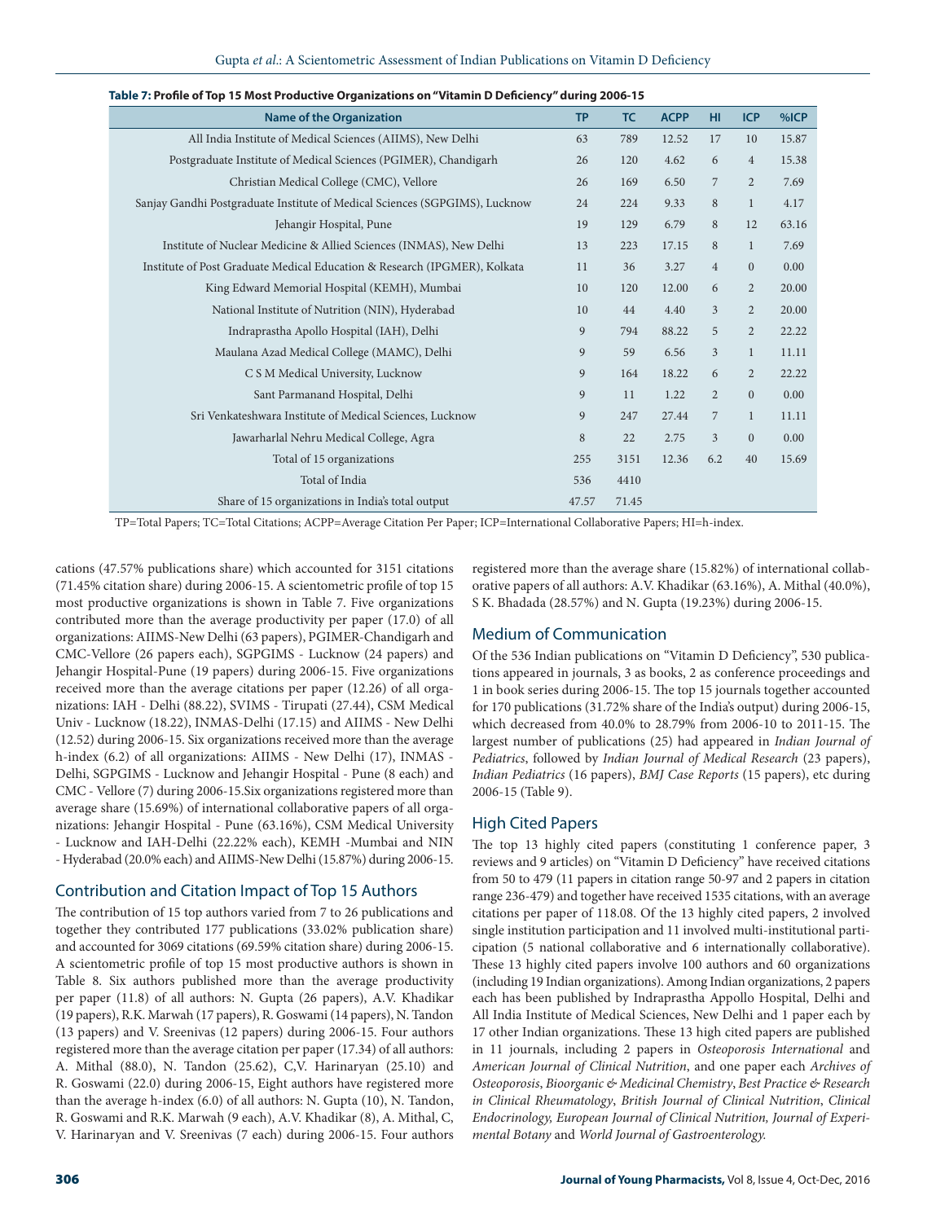**Table 7: Profile of Top 15 Most Productive Organizations on "Vitamin D Deficiency" during 2006-15**

| Name of the Organization | TP | TC | ACPP | HI | ICP | %ICP |
|---|---|---|---|---|---|---|
| All India Institute of Medical Sciences (AIIMS), New Delhi | 63 | 789 | 12.52 | 17 | 10 | 15.87 |
| Postgraduate Institute of Medical Sciences (PGIMER), Chandigarh | 26 | 120 | 4.62 | 6 | 4 | 15.38 |
| Christian Medical College (CMC), Vellore | 26 | 169 | 6.50 | 7 | 2 | 7.69 |
| Sanjay Gandhi Postgraduate Institute of Medical Sciences (SGPGIMS), Lucknow | 24 | 224 | 9.33 | 8 | 1 | 4.17 |
| Jehangir Hospital, Pune | 19 | 129 | 6.79 | 8 | 12 | 63.16 |
| Institute of Nuclear Medicine & Allied Sciences (INMAS), New Delhi | 13 | 223 | 17.15 | 8 | 1 | 7.69 |
| Institute of Post Graduate Medical Education & Research (IPGMER), Kolkata | 11 | 36 | 3.27 | 4 | 0 | 0.00 |
| King Edward Memorial Hospital (KEMH), Mumbai | 10 | 120 | 12.00 | 6 | 2 | 20.00 |
| National Institute of Nutrition (NIN), Hyderabad | 10 | 44 | 4.40 | 3 | 2 | 20.00 |
| Indraprastha Apollo Hospital (IAH), Delhi | 9 | 794 | 88.22 | 5 | 2 | 22.22 |
| Maulana Azad Medical College (MAMC), Delhi | 9 | 59 | 6.56 | 3 | 1 | 11.11 |
| C S M Medical University, Lucknow | 9 | 164 | 18.22 | 6 | 2 | 22.22 |
| Sant Parmanand Hospital, Delhi | 9 | 11 | 1.22 | 2 | 0 | 0.00 |
| Sri Venkateshwara Institute of Medical Sciences, Lucknow | 9 | 247 | 27.44 | 7 | 1 | 11.11 |
| Jawarharlal Nehru Medical College, Agra | 8 | 22 | 2.75 | 3 | 0 | 0.00 |
| Total of 15 organizations | 255 | 3151 | 12.36 | 6.2 | 40 | 15.69 |
| Total of India | 536 | 4410 | | | | |
| Share of 15 organizations in India's total output | 47.57 | 71.45 | | | | |

TP=Total Papers; TC=Total Citations; ACPP=Average Citation Per Paper; ICP=International Collaborative Papers; HI=h-index.

cations (47.57% publications share) which accounted for 3151 citations (71.45% citation share) during 2006-15. A scientometric profile of top 15 most productive organizations is shown in Table 7. Five organizations contributed more than the average productivity per paper (17.0) of all organizations: AIIMS-New Delhi (63 papers), PGIMER-Chandigarh and CMC-Vellore (26 papers each), SGPGIMS - Lucknow (24 papers) and Jehangir Hospital-Pune (19 papers) during 2006-15. Five organizations received more than the average citations per paper (12.26) of all organizations: IAH - Delhi (88.22), SVIMS - Tirupati (27.44), CSM Medical Univ - Lucknow (18.22), INMAS-Delhi (17.15) and AIIMS - New Delhi (12.52) during 2006-15. Six organizations received more than the average h-index (6.2) of all organizations: AIIMS - New Delhi (17), INMAS - Delhi, SGPGIMS - Lucknow and Jehangir Hospital - Pune (8 each) and CMC - Vellore (7) during 2006-15.Six organizations registered more than average share (15.69%) of international collaborative papers of all organizations: Jehangir Hospital - Pune (63.16%), CSM Medical University - Lucknow and IAH-Delhi (22.22% each), KEMH -Mumbai and NIN - Hyderabad (20.0% each) and AIIMS-New Delhi (15.87%) during 2006-15.

## Contribution and Citation Impact of Top 15 Authors

The contribution of 15 top authors varied from 7 to 26 publications and together they contributed 177 publications (33.02% publication share) and accounted for 3069 citations (69.59% citation share) during 2006-15. A scientometric profile of top 15 most productive authors is shown in Table 8. Six authors published more than the average productivity per paper (11.8) of all authors: N. Gupta (26 papers), A.V. Khadikar (19 papers), R.K. Marwah (17 papers), R. Goswami (14 papers), N. Tandon (13 papers) and V. Sreenivas (12 papers) during 2006-15. Four authors registered more than the average citation per paper (17.34) of all authors: A. Mithal (88.0), N. Tandon (25.62), C,V. Harinaryan (25.10) and R. Goswami (22.0) during 2006-15, Eight authors have registered more than the average h-index (6.0) of all authors: N. Gupta (10), N. Tandon, R. Goswami and R.K. Marwah (9 each), A.V. Khadikar (8), A. Mithal, C, V. Harinaryan and V. Sreenivas (7 each) during 2006-15. Four authors registered more than the average share (15.82%) of international collaborative papers of all authors: A.V. Khadikar (63.16%), A. Mithal (40.0%), S K. Bhadada (28.57%) and N. Gupta (19.23%) during 2006-15.

## Medium of Communication

Of the 536 Indian publications on "Vitamin D Deficiency", 530 publications appeared in journals, 3 as books, 2 as conference proceedings and 1 in book series during 2006-15. The top 15 journals together accounted for 170 publications (31.72% share of the India's output) during 2006-15, which decreased from 40.0% to 28.79% from 2006-10 to 2011-15. The largest number of publications (25) had appeared in *Indian Journal of Pediatrics*, followed by *Indian Journal of Medical Research* (23 papers), *Indian Pediatrics* (16 papers), *BMJ Case Reports* (15 papers), etc during 2006-15 (Table 9).

## High Cited Papers

The top 13 highly cited papers (constituting 1 conference paper, 3 reviews and 9 articles) on "Vitamin D Deficiency" have received citations from 50 to 479 (11 papers in citation range 50-97 and 2 papers in citation range 236-479) and together have received 1535 citations, with an average citations per paper of 118.08. Of the 13 highly cited papers, 2 involved single institution participation and 11 involved multi-institutional participation (5 national collaborative and 6 internationally collaborative). These 13 highly cited papers involve 100 authors and 60 organizations (including 19 Indian organizations). Among Indian organizations, 2 papers each has been published by Indraprastha Appollo Hospital, Delhi and All India Institute of Medical Sciences, New Delhi and 1 paper each by 17 other Indian organizations. These 13 high cited papers are published in 11 journals, including 2 papers in *Osteoporosis International* and *American Journal of Clinical Nutrition*, and one paper each *Archives of Osteoporosis*, *Bioorganic & Medicinal Chemistry*, *Best Practice & Research in Clinical Rheumatology*, *British Journal of Clinical Nutrition*, *Clinical Endocrinology, European Journal of Clinical Nutrition, Journal of Experimental Botany* and *World Journal of Gastroenterology.*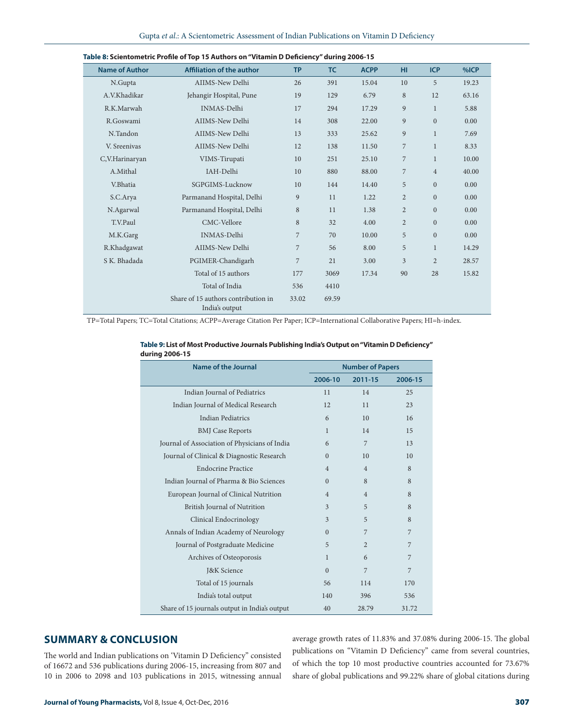**Table 8: Scientometric Profile of Top 15 Authors on "Vitamin D Deficiency" during 2006-15**

| Name of Author | Affiliation of the author | TP | TC | ACPP | HI | ICP | %ICP |
|---|---|---|---|---|---|---|---|
| N.Gupta | AIIMS-New Delhi | 26 | 391 | 15.04 | 10 | 5 | 19.23 |
| A.V.Khadikar | Jehangir Hospital, Pune | 19 | 129 | 6.79 | 8 | 12 | 63.16 |
| R.K.Marwah | INMAS-Delhi | 17 | 294 | 17.29 | 9 | 1 | 5.88 |
| R.Goswami | AIIMS-New Delhi | 14 | 308 | 22.00 | 9 | 0 | 0.00 |
| N.Tandon | AIIMS-New Delhi | 13 | 333 | 25.62 | 9 | 1 | 7.69 |
| V. Sreenivas | AIIMS-New Delhi | 12 | 138 | 11.50 | 7 | 1 | 8.33 |
| C,V.Harinaryan | VIMS-Tirupati | 10 | 251 | 25.10 | 7 | 1 | 10.00 |
| A.Mithal | IAH-Delhi | 10 | 880 | 88.00 | 7 | 4 | 40.00 |
| V.Bhatia | SGPGIMS-Lucknow | 10 | 144 | 14.40 | 5 | 0 | 0.00 |
| S.C.Arya | Parmanand Hospital, Delhi | 9 | 11 | 1.22 | 2 | 0 | 0.00 |
| N.Agarwal | Parmanand Hospital, Delhi | 8 | 11 | 1.38 | 2 | 0 | 0.00 |
| T.V.Paul | CMC-Vellore | 8 | 32 | 4.00 | 2 | 0 | 0.00 |
| M.K.Garg | INMAS-Delhi | 7 | 70 | 10.00 | 5 | 0 | 0.00 |
| R.Khadgawat | AIIMS-New Delhi | 7 | 56 | 8.00 | 5 | 1 | 14.29 |
| S K. Bhadada | PGIMER-Chandigarh | 7 | 21 | 3.00 | 3 | 2 | 28.57 |
| | Total of 15 authors | 177 | 3069 | 17.34 | 90 | 28 | 15.82 |
| | Total of India | 536 | 4410 | | | | |
| | Share of 15 authors contribution in India's output | 33.02 | 69.59 | | | | |

TP=Total Papers; TC=Total Citations; ACPP=Average Citation Per Paper; ICP=International Collaborative Papers; HI=h-index.

**Table 9: List of Most Productive Journals Publishing India's Output on "Vitamin D Deficiency" during 2006-15**

| Name of the Journal | Number of Papers | | |
|---|---|---|---|
| | 2006-10 | 2011-15 | 2006-15 |
| Indian Journal of Pediatrics | 11 | 14 | 25 |
| Indian Journal of Medical Research | 12 | 11 | 23 |
| Indian Pediatrics | 6 | 10 | 16 |
| BMJ Case Reports | 1 | 14 | 15 |
| Journal of Association of Physicians of India | 6 | 7 | 13 |
| Journal of Clinical & Diagnostic Research | 0 | 10 | 10 |
| Endocrine Practice | 4 | 4 | 8 |
| Indian Journal of Pharma & Bio Sciences | 0 | 8 | 8 |
| European Journal of Clinical Nutrition | 4 | 4 | 8 |
| British Journal of Nutrition | 3 | 5 | 8 |
| Clinical Endocrinology | 3 | 5 | 8 |
| Annals of Indian Academy of Neurology | 0 | 7 | 7 |
| Journal of Postgraduate Medicine | 5 | 2 | 7 |
| Archives of Osteoporosis | 1 | 6 | 7 |
| J&K Science | 0 | 7 | 7 |
| Total of 15 journals | 56 | 114 | 170 |
| India's total output | 140 | 396 | 536 |
| Share of 15 journals output in India's output | 40 | 28.79 | 31.72 |

## SUMMARY & CONCLUSION

The world and Indian publications on 'Vitamin D Deficiency" consisted of 16672 and 536 publications during 2006-15, increasing from 807 and 10 in 2006 to 2098 and 103 publications in 2015, witnessing annual average growth rates of 11.83% and 37.08% during 2006-15. The global publications on "Vitamin D Deficiency" came from several countries, of which the top 10 most productive countries accounted for 73.67% share of global publications and 99.22% share of global citations during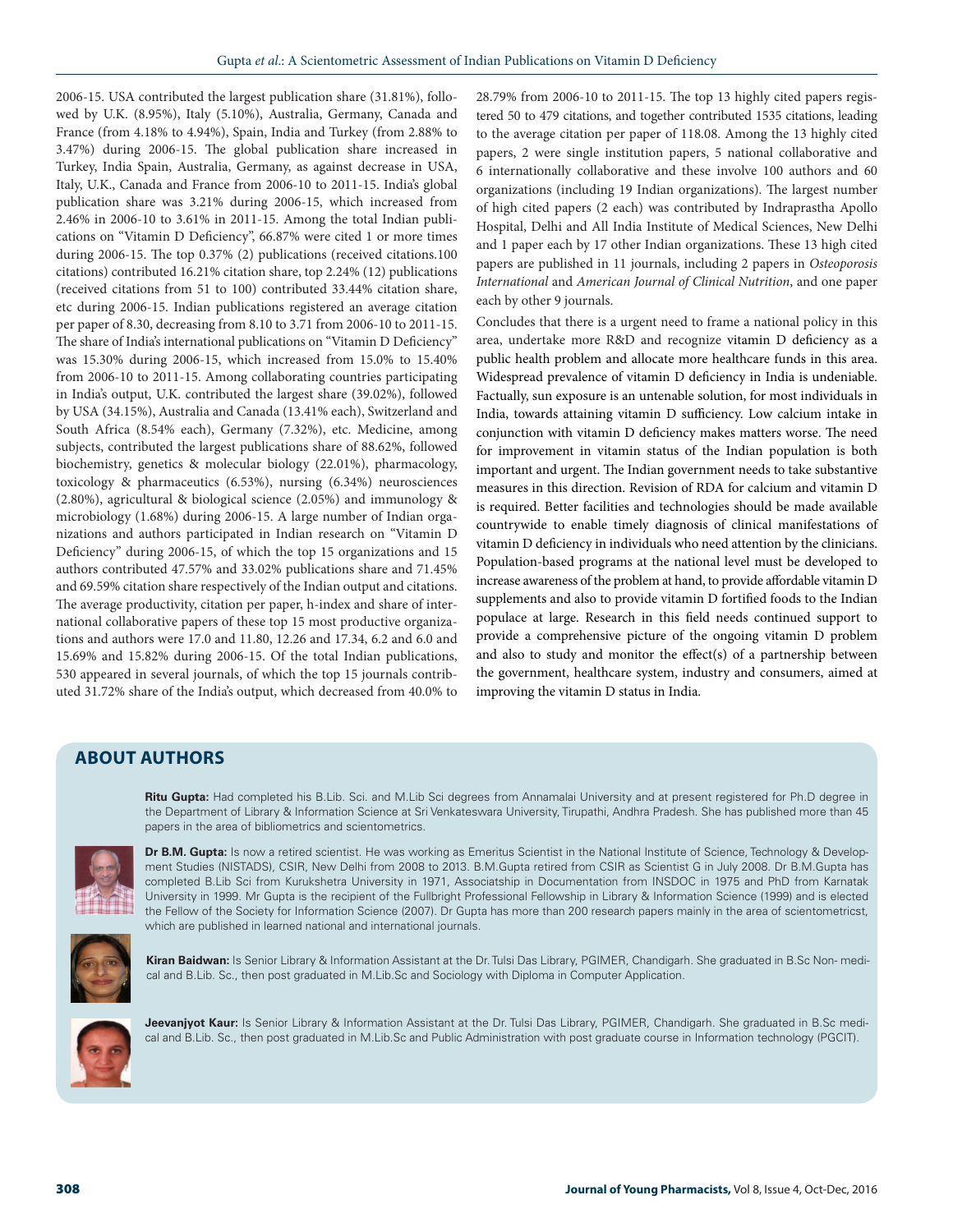2006-15. USA contributed the largest publication share (31.81%), followed by U.K. (8.95%), Italy (5.10%), Australia, Germany, Canada and France (from 4.18% to 4.94%), Spain, India and Turkey (from 2.88% to 3.47%) during 2006-15. The global publication share increased in Turkey, India Spain, Australia, Germany, as against decrease in USA, Italy, U.K., Canada and France from 2006-10 to 2011-15. India's global publication share was 3.21% during 2006-15, which increased from 2.46% in 2006-10 to 3.61% in 2011-15. Among the total Indian publications on "Vitamin D Deficiency", 66.87% were cited 1 or more times during 2006-15. The top 0.37% (2) publications (received citations.100 citations) contributed 16.21% citation share, top 2.24% (12) publications (received citations from 51 to 100) contributed 33.44% citation share, etc during 2006-15. Indian publications registered an average citation per paper of 8.30, decreasing from 8.10 to 3.71 from 2006-10 to 2011-15. The share of India's international publications on "Vitamin D Deficiency" was 15.30% during 2006-15, which increased from 15.0% to 15.40% from 2006-10 to 2011-15. Among collaborating countries participating in India's output, U.K. contributed the largest share (39.02%), followed by USA (34.15%), Australia and Canada (13.41% each), Switzerland and South Africa (8.54% each), Germany (7.32%), etc. Medicine, among subjects, contributed the largest publications share of 88.62%, followed biochemistry, genetics & molecular biology (22.01%), pharmacology, toxicology & pharmaceutics (6.53%), nursing (6.34%) neurosciences (2.80%), agricultural & biological science (2.05%) and immunology & microbiology (1.68%) during 2006-15. A large number of Indian organizations and authors participated in Indian research on "Vitamin D Deficiency" during 2006-15, of which the top 15 organizations and 15 authors contributed 47.57% and 33.02% publications share and 71.45% and 69.59% citation share respectively of the Indian output and citations. The average productivity, citation per paper, h-index and share of international collaborative papers of these top 15 most productive organizations and authors were 17.0 and 11.80, 12.26 and 17.34, 6.2 and 6.0 and 15.69% and 15.82% during 2006-15. Of the total Indian publications, 530 appeared in several journals, of which the top 15 journals contributed 31.72% share of the India's output, which decreased from 40.0% to 28.79% from 2006-10 to 2011-15. The top 13 highly cited papers registered 50 to 479 citations, and together contributed 1535 citations, leading to the average citation per paper of 118.08. Among the 13 highly cited papers, 2 were single institution papers, 5 national collaborative and 6 internationally collaborative and these involve 100 authors and 60 organizations (including 19 Indian organizations). The largest number of high cited papers (2 each) was contributed by Indraprastha Apollo Hospital, Delhi and All India Institute of Medical Sciences, New Delhi and 1 paper each by 17 other Indian organizations. These 13 high cited papers are published in 11 journals, including 2 papers in *Osteoporosis International* and *American Journal of Clinical Nutrition*, and one paper each by other 9 journals.

Concludes that there is a urgent need to frame a national policy in this area, undertake more R&D and recognize vitamin D deficiency as a public health problem and allocate more healthcare funds in this area. Widespread prevalence of vitamin D deficiency in India is undeniable. Factually, sun exposure is an untenable solution, for most individuals in India, towards attaining vitamin D sufficiency. Low calcium intake in conjunction with vitamin D deficiency makes matters worse. The need for improvement in vitamin status of the Indian population is both important and urgent. The Indian government needs to take substantive measures in this direction. Revision of RDA for calcium and vitamin D is required. Better facilities and technologies should be made available countrywide to enable timely diagnosis of clinical manifestations of vitamin D deficiency in individuals who need attention by the clinicians. Population-based programs at the national level must be developed to increase awareness of the problem at hand, to provide affordable vitamin D supplements and also to provide vitamin D fortified foods to the Indian populace at large. Research in this field needs continued support to provide a comprehensive picture of the ongoing vitamin D problem and also to study and monitor the effect(s) of a partnership between the government, healthcare system, industry and consumers, aimed at improving the vitamin D status in India.

## ABOUT AUTHORS

**Ritu Gupta:** Had completed his B.Lib. Sci. and M.Lib Sci degrees from Annamalai University and at present registered for Ph.D degree in the Department of Library & Information Science at Sri Venkateswara University, Tirupathi, Andhra Pradesh. She has published more than 45 papers in the area of bibliometrics and scientometrics.

**Dr B.M. Gupta:** Is now a retired scientist. He was working as Emeritus Scientist in the National Institute of Science, Technology & Development Studies (NISTADS), CSIR, New Delhi from 2008 to 2013. B.M.Gupta retired from CSIR as Scientist G in July 2008. Dr B.M.Gupta has completed B.Lib Sci from Kurukshetra University in 1971, Associatship in Documentation from INSDOC in 1975 and PhD from Karnatak University in 1999. Mr Gupta is the recipient of the Fullbright Professional Fellowship in Library & Information Science (1999) and is elected the Fellow of the Society for Information Science (2007). Dr Gupta has more than 200 research papers mainly in the area of scientometricst, which are published in learned national and international journals.

**Kiran Baidwan:** Is Senior Library & Information Assistant at the Dr. Tulsi Das Library, PGIMER, Chandigarh. She graduated in B.Sc Non- medical and B.Lib. Sc., then post graduated in M.Lib.Sc and Sociology with Diploma in Computer Application.

**Jeevanjyot Kaur:** Is Senior Library & Information Assistant at the Dr. Tulsi Das Library, PGIMER, Chandigarh. She graduated in B.Sc medical and B.Lib. Sc., then post graduated in M.Lib.Sc and Public Administration with post graduate course in Information technology (PGCIT).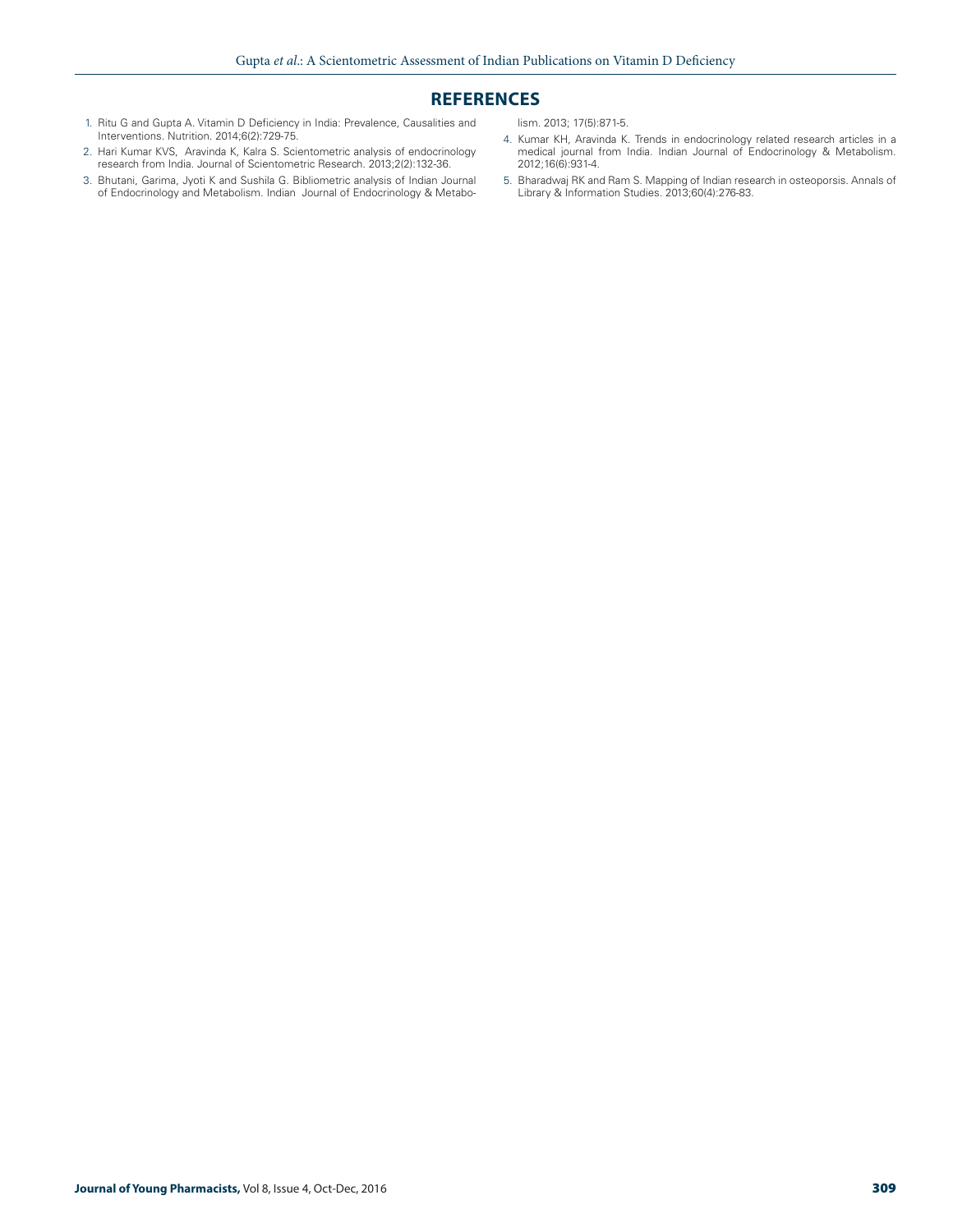## REFERENCES

1. Ritu G and Gupta A. Vitamin D Deficiency in India: Prevalence, Causalities and Interventions. Nutrition. 2014;6(2):729-75.
2. Hari Kumar KVS, Aravinda K, Kalra S. Scientometric analysis of endocrinology research from India. Journal of Scientometric Research. 2013;2(2):132-36.
3. Bhutani, Garima, Jyoti K and Sushila G. Bibliometric analysis of Indian Journal of Endocrinology and Metabolism. Indian Journal of Endocrinology & Metabolism. 2013; 17(5):871-5.
4. Kumar KH, Aravinda K. Trends in endocrinology related research articles in a medical journal from India. Indian Journal of Endocrinology & Metabolism. 2012;16(6):931-4.
5. Bharadwaj RK and Ram S. Mapping of Indian research in osteoporsis. Annals of Library & Information Studies. 2013;60(4):276-83.